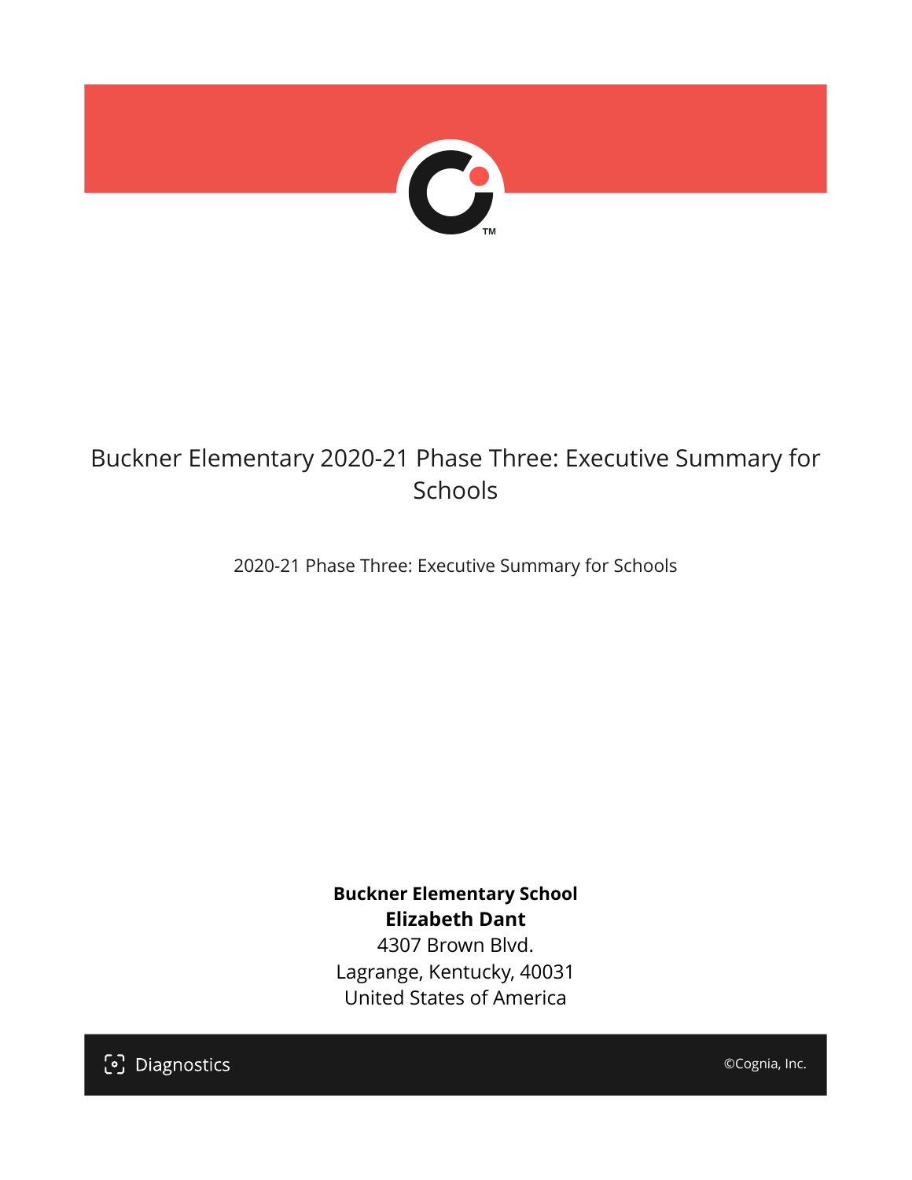# Buckner Elementary 2020-21 Phase Three: Executive Summary for Schools

2020-21 Phase Three: Executive Summary for Schools

**Buckner Elementary School**
**Elizabeth Dant**
4307 Brown Blvd.
Lagrange, Kentucky, 40031
United States of America

Diagnostics

©Cognia, Inc.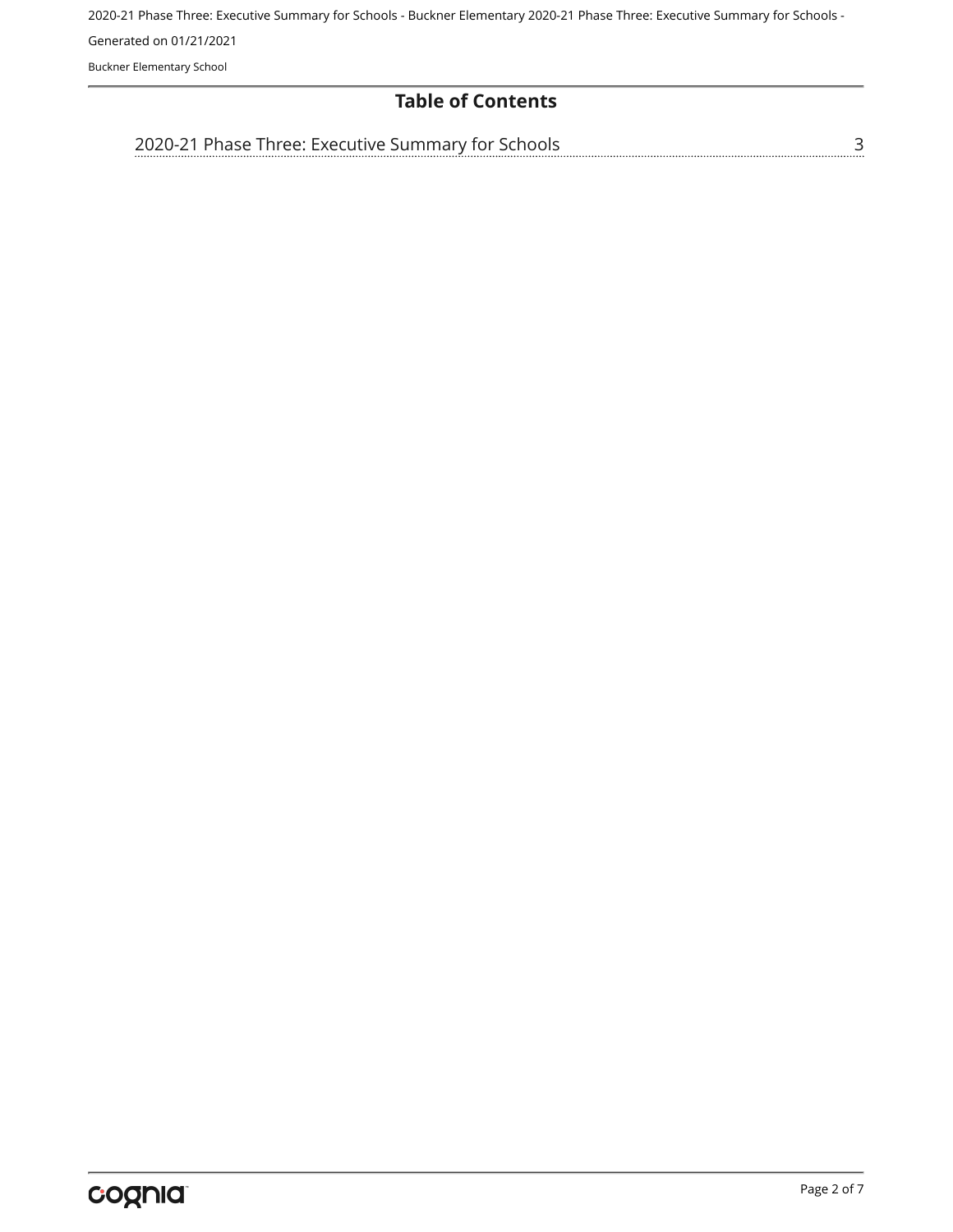# Table of Contents

2020-21 Phase Three: Executive Summary for Schools ........ 3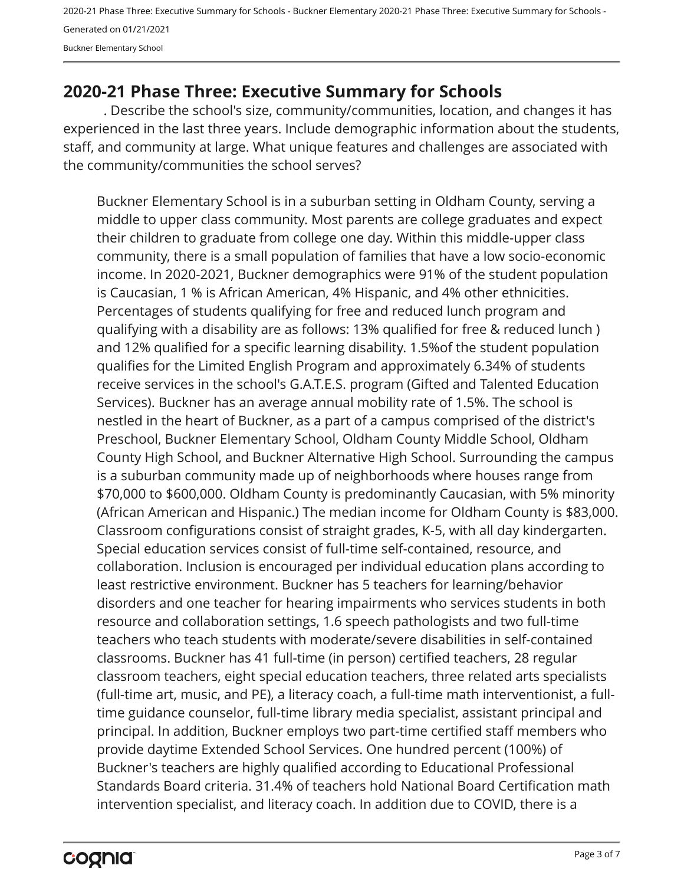## 2020-21 Phase Three: Executive Summary for Schools

. Describe the school's size, community/communities, location, and changes it has experienced in the last three years. Include demographic information about the students, staff, and community at large. What unique features and challenges are associated with the community/communities the school serves?

Buckner Elementary School is in a suburban setting in Oldham County, serving a middle to upper class community. Most parents are college graduates and expect their children to graduate from college one day. Within this middle-upper class community, there is a small population of families that have a low socio-economic income. In 2020-2021, Buckner demographics were 91% of the student population is Caucasian, 1 % is African American, 4% Hispanic, and 4% other ethnicities. Percentages of students qualifying for free and reduced lunch program and qualifying with a disability are as follows: 13% qualified for free & reduced lunch ) and 12% qualified for a specific learning disability. 1.5%of the student population qualifies for the Limited English Program and approximately 6.34% of students receive services in the school's G.A.T.E.S. program (Gifted and Talented Education Services). Buckner has an average annual mobility rate of 1.5%. The school is nestled in the heart of Buckner, as a part of a campus comprised of the district's Preschool, Buckner Elementary School, Oldham County Middle School, Oldham County High School, and Buckner Alternative High School. Surrounding the campus is a suburban community made up of neighborhoods where houses range from $70,000 to $600,000. Oldham County is predominantly Caucasian, with 5% minority (African American and Hispanic.) The median income for Oldham County is $83,000. Classroom configurations consist of straight grades, K-5, with all day kindergarten. Special education services consist of full-time self-contained, resource, and collaboration. Inclusion is encouraged per individual education plans according to least restrictive environment. Buckner has 5 teachers for learning/behavior disorders and one teacher for hearing impairments who services students in both resource and collaboration settings, 1.6 speech pathologists and two full-time teachers who teach students with moderate/severe disabilities in self-contained classrooms. Buckner has 41 full-time (in person) certified teachers, 28 regular classroom teachers, eight special education teachers, three related arts specialists (full-time art, music, and PE), a literacy coach, a full-time math interventionist, a full-time guidance counselor, full-time library media specialist, assistant principal and principal. In addition, Buckner employs two part-time certified staff members who provide daytime Extended School Services. One hundred percent (100%) of Buckner's teachers are highly qualified according to Educational Professional Standards Board criteria. 31.4% of teachers hold National Board Certification math intervention specialist, and literacy coach. In addition due to COVID, there is a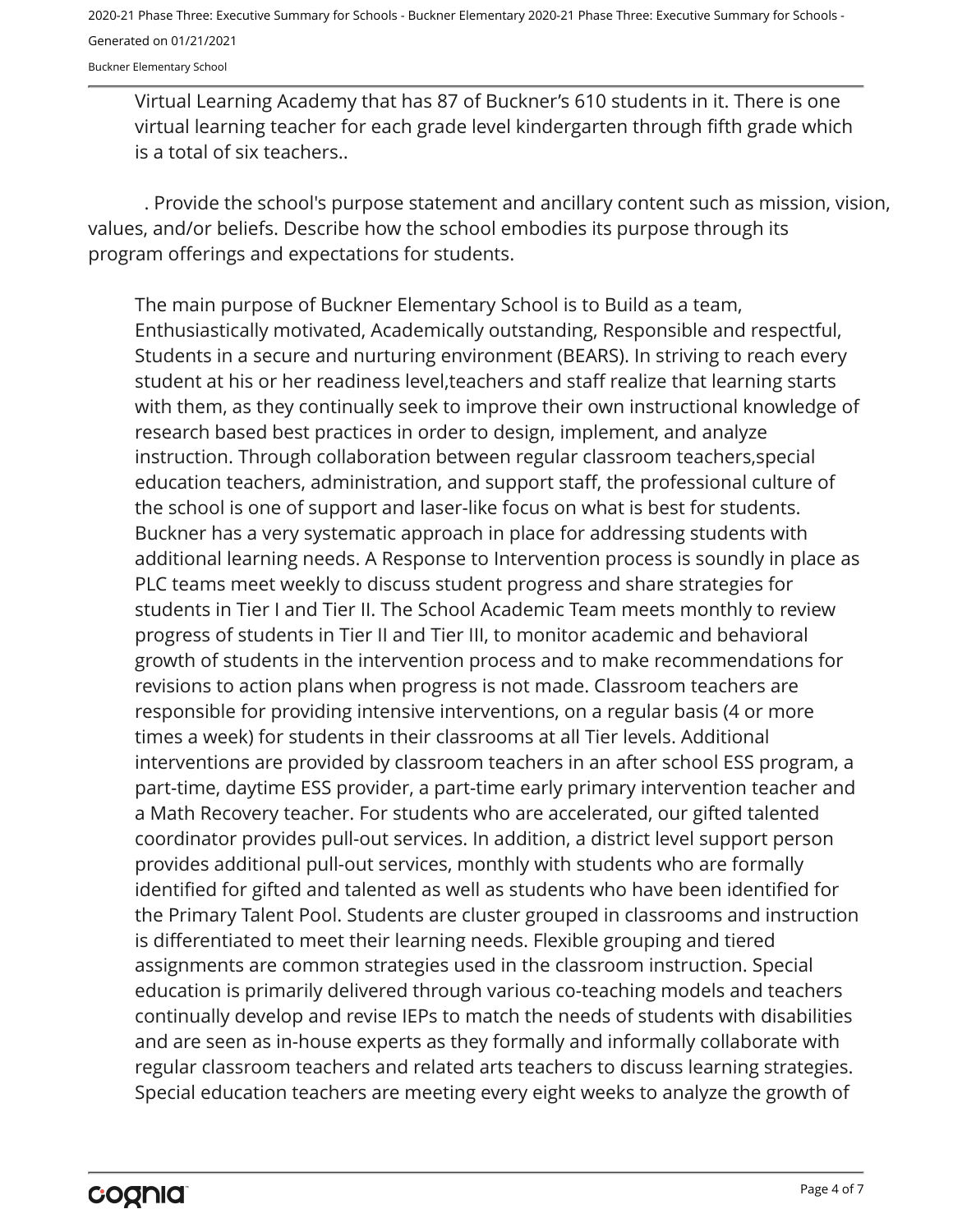Virtual Learning Academy that has 87 of Buckner's 610 students in it. There is one virtual learning teacher for each grade level kindergarten through fifth grade which is a total of six teachers..

. Provide the school's purpose statement and ancillary content such as mission, vision, values, and/or beliefs. Describe how the school embodies its purpose through its program offerings and expectations for students.

The main purpose of Buckner Elementary School is to Build as a team, Enthusiastically motivated, Academically outstanding, Responsible and respectful, Students in a secure and nurturing environment (BEARS). In striving to reach every student at his or her readiness level,teachers and staff realize that learning starts with them, as they continually seek to improve their own instructional knowledge of research based best practices in order to design, implement, and analyze instruction. Through collaboration between regular classroom teachers,special education teachers, administration, and support staff, the professional culture of the school is one of support and laser-like focus on what is best for students. Buckner has a very systematic approach in place for addressing students with additional learning needs. A Response to Intervention process is soundly in place as PLC teams meet weekly to discuss student progress and share strategies for students in Tier I and Tier II. The School Academic Team meets monthly to review progress of students in Tier II and Tier III, to monitor academic and behavioral growth of students in the intervention process and to make recommendations for revisions to action plans when progress is not made. Classroom teachers are responsible for providing intensive interventions, on a regular basis (4 or more times a week) for students in their classrooms at all Tier levels. Additional interventions are provided by classroom teachers in an after school ESS program, a part-time, daytime ESS provider, a part-time early primary intervention teacher and a Math Recovery teacher. For students who are accelerated, our gifted talented coordinator provides pull-out services. In addition, a district level support person provides additional pull-out services, monthly with students who are formally identified for gifted and talented as well as students who have been identified for the Primary Talent Pool. Students are cluster grouped in classrooms and instruction is differentiated to meet their learning needs. Flexible grouping and tiered assignments are common strategies used in the classroom instruction. Special education is primarily delivered through various co-teaching models and teachers continually develop and revise IEPs to match the needs of students with disabilities and are seen as in-house experts as they formally and informally collaborate with regular classroom teachers and related arts teachers to discuss learning strategies. Special education teachers are meeting every eight weeks to analyze the growth of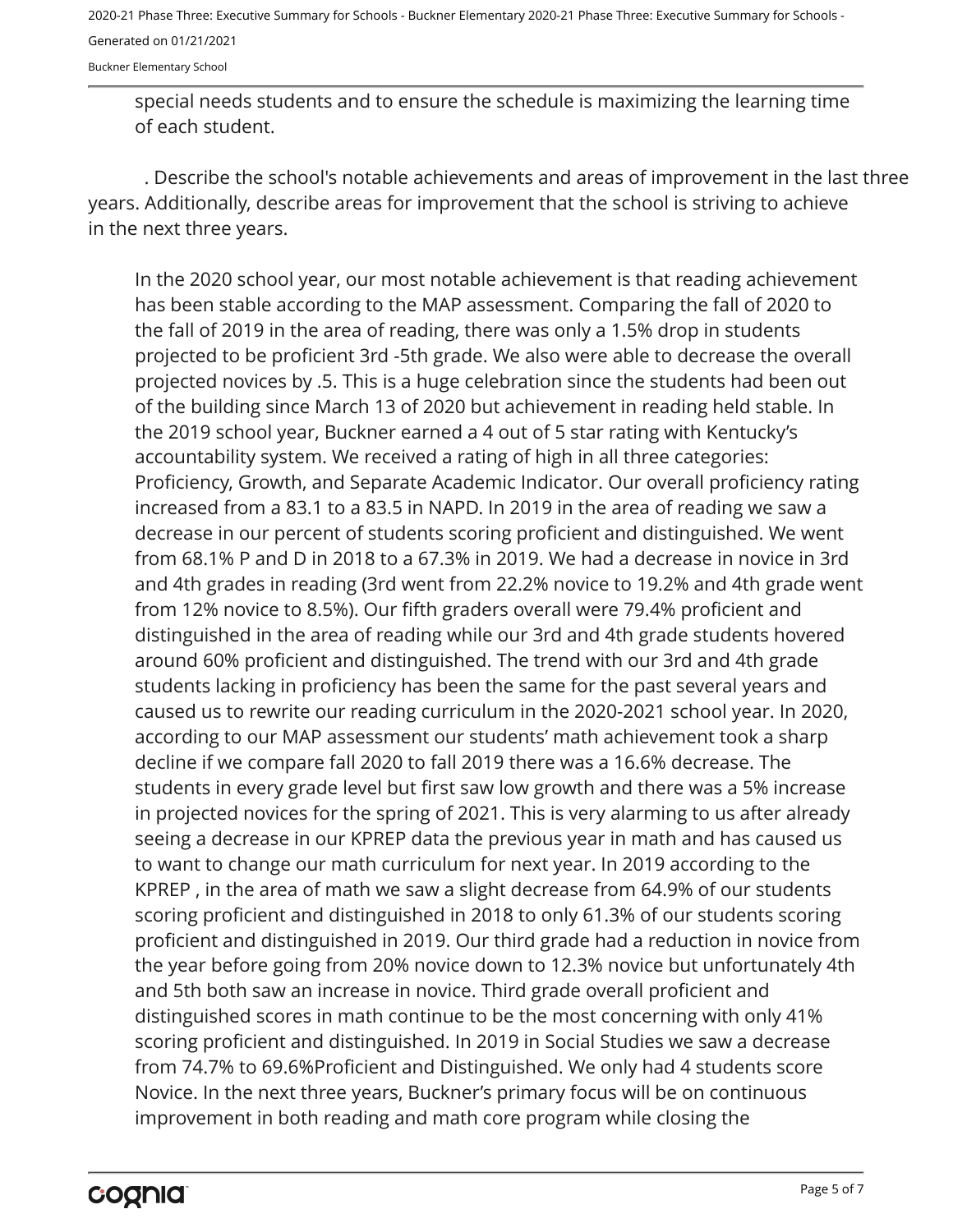special needs students and to ensure the schedule is maximizing the learning time of each student.

. Describe the school's notable achievements and areas of improvement in the last three years. Additionally, describe areas for improvement that the school is striving to achieve in the next three years.

In the 2020 school year, our most notable achievement is that reading achievement has been stable according to the MAP assessment. Comparing the fall of 2020 to the fall of 2019 in the area of reading, there was only a 1.5% drop in students projected to be proficient 3rd -5th grade. We also were able to decrease the overall projected novices by .5. This is a huge celebration since the students had been out of the building since March 13 of 2020 but achievement in reading held stable. In the 2019 school year, Buckner earned a 4 out of 5 star rating with Kentucky's accountability system. We received a rating of high in all three categories: Proficiency, Growth, and Separate Academic Indicator. Our overall proficiency rating increased from a 83.1 to a 83.5 in NAPD. In 2019 in the area of reading we saw a decrease in our percent of students scoring proficient and distinguished. We went from 68.1% P and D in 2018 to a 67.3% in 2019. We had a decrease in novice in 3rd and 4th grades in reading (3rd went from 22.2% novice to 19.2% and 4th grade went from 12% novice to 8.5%). Our fifth graders overall were 79.4% proficient and distinguished in the area of reading while our 3rd and 4th grade students hovered around 60% proficient and distinguished. The trend with our 3rd and 4th grade students lacking in proficiency has been the same for the past several years and caused us to rewrite our reading curriculum in the 2020-2021 school year. In 2020, according to our MAP assessment our students' math achievement took a sharp decline if we compare fall 2020 to fall 2019 there was a 16.6% decrease. The students in every grade level but first saw low growth and there was a 5% increase in projected novices for the spring of 2021. This is very alarming to us after already seeing a decrease in our KPREP data the previous year in math and has caused us to want to change our math curriculum for next year. In 2019 according to the KPREP , in the area of math we saw a slight decrease from 64.9% of our students scoring proficient and distinguished in 2018 to only 61.3% of our students scoring proficient and distinguished in 2019. Our third grade had a reduction in novice from the year before going from 20% novice down to 12.3% novice but unfortunately 4th and 5th both saw an increase in novice. Third grade overall proficient and distinguished scores in math continue to be the most concerning with only 41% scoring proficient and distinguished. In 2019 in Social Studies we saw a decrease from 74.7% to 69.6%Proficient and Distinguished. We only had 4 students score Novice. In the next three years, Buckner's primary focus will be on continuous improvement in both reading and math core program while closing the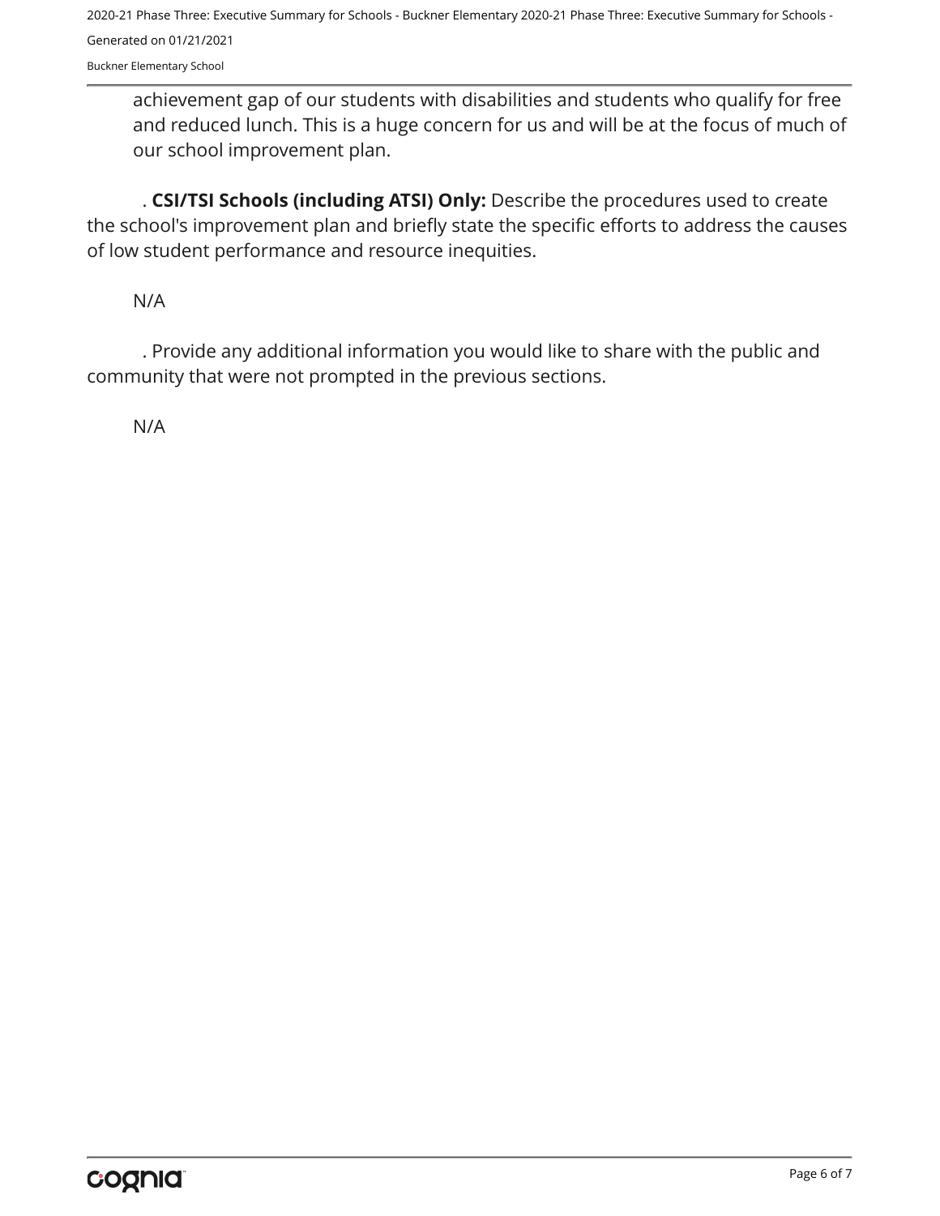achievement gap of our students with disabilities and students who qualify for free and reduced lunch. This is a huge concern for us and will be at the focus of much of our school improvement plan.

. **CSI/TSI Schools (including ATSI) Only:** Describe the procedures used to create the school's improvement plan and briefly state the specific efforts to address the causes of low student performance and resource inequities.

N/A

. Provide any additional information you would like to share with the public and community that were not prompted in the previous sections.

N/A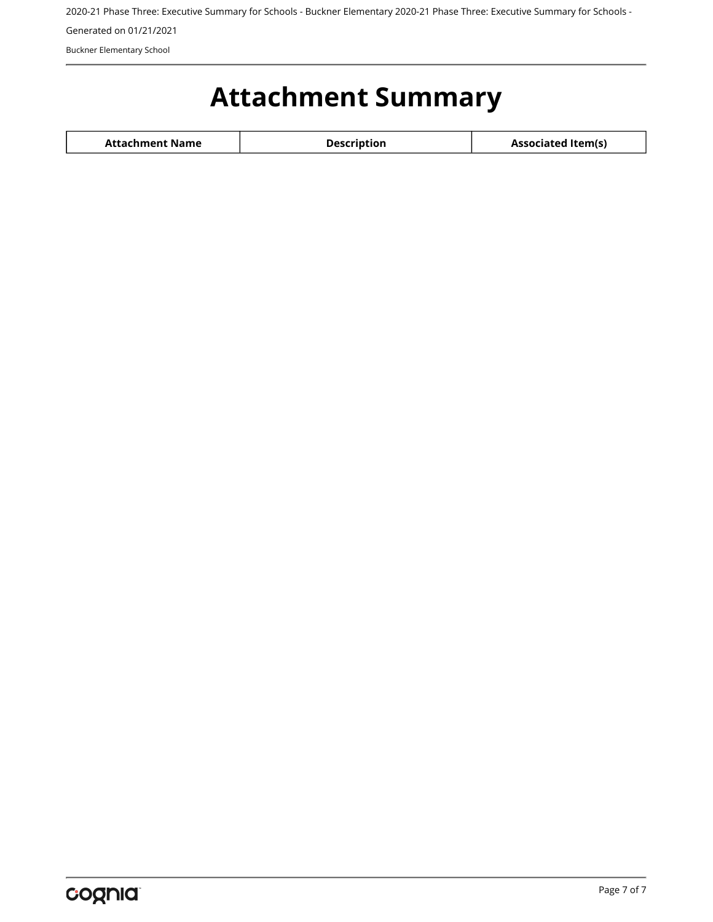# Attachment Summary

| Attachment Name | Description | Associated Item(s) |
| --- | --- | --- |